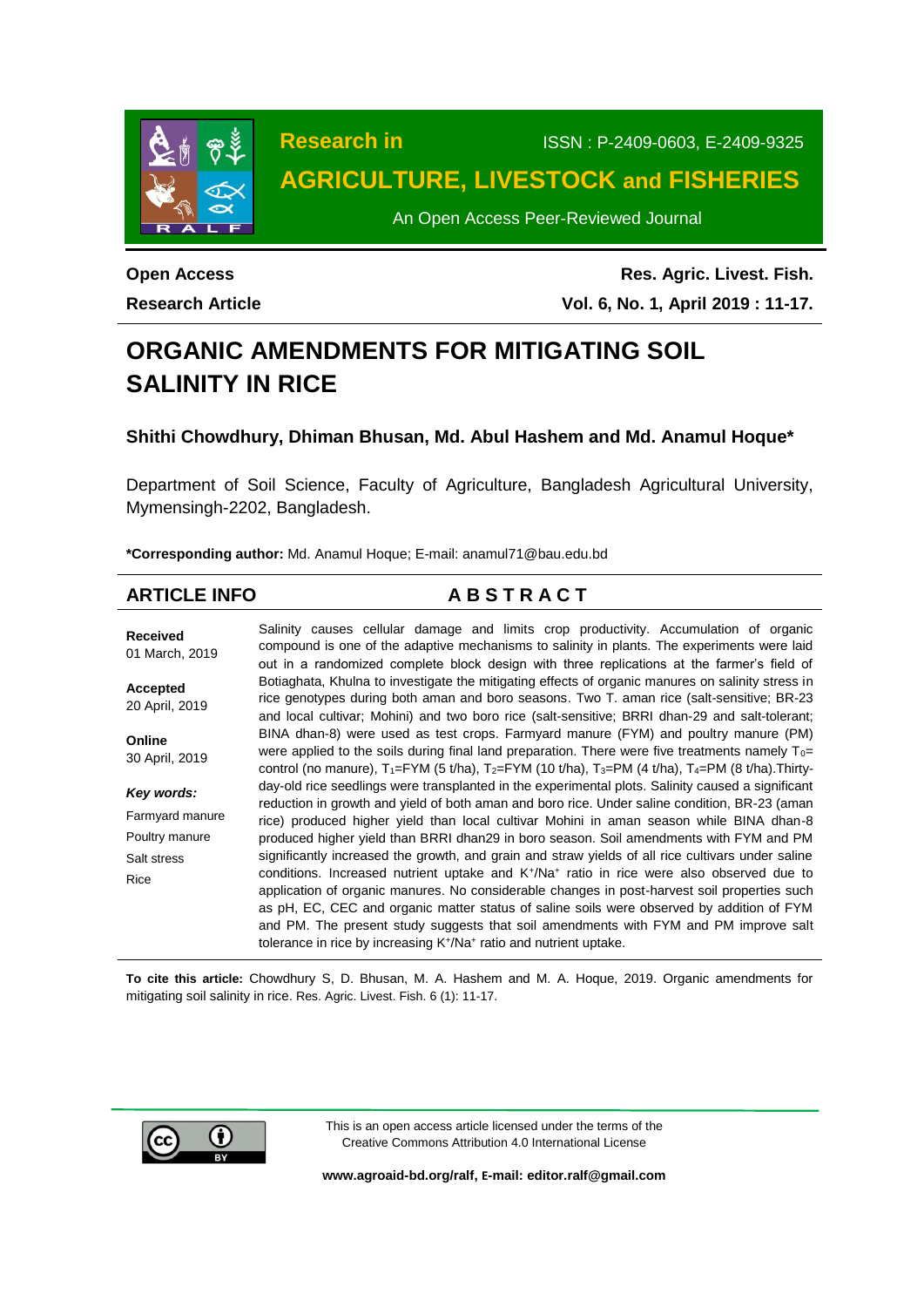**Open Access**

**Research Article**

# ORGANIC AMENDMENTS FOR MITIGATING SOIL SALINITY IN RICE

**Shithi Chowdhury, Dhiman Bhusan, Md. Abul Hashem and Md. Anamul Hoque***

Department of Soil Science, Faculty of Agriculture, Bangladesh Agricultural University, Mymensingh-2202, Bangladesh.

***Corresponding author:** Md. Anamul Hoque; E-mail: anamul71@bau.edu.bd

## ARTICLE INFO

**Received**
01 March, 2019

**Accepted**
20 April, 2019

**Online**
30 April, 2019

***Key words:***
Farmyard manure
Poultry manure
Salt stress
Rice

## ABSTRACT

Salinity causes cellular damage and limits crop productivity. Accumulation of organic compound is one of the adaptive mechanisms to salinity in plants. The experiments were laid out in a randomized complete block design with three replications at the farmer's field of Botiaghata, Khulna to investigate the mitigating effects of organic manures on salinity stress in rice genotypes during both aman and boro seasons. Two T. aman rice (salt-sensitive; BR-23 and local cultivar; Mohini) and two boro rice (salt-sensitive; BRRI dhan-29 and salt-tolerant; BINA dhan-8) were used as test crops. Farmyard manure (FYM) and poultry manure (PM) were applied to the soils during final land preparation. There were five treatments namely $T_0$= control (no manure), $T_1$=FYM (5 t/ha), $T_2$=FYM (10 t/ha), $T_3$=PM (4 t/ha), $T_4$=PM (8 t/ha).Thirty-day-old rice seedlings were transplanted in the experimental plots. Salinity caused a significant reduction in growth and yield of both aman and boro rice. Under saline condition, BR-23 (aman rice) produced higher yield than local cultivar Mohini in aman season while BINA dhan-8 produced higher yield than BRRI dhan29 in boro season. Soil amendments with FYM and PM significantly increased the growth, and grain and straw yields of all rice cultivars under saline conditions. Increased nutrient uptake and $K^+/Na^+$ ratio in rice were also observed due to application of organic manures. No considerable changes in post-harvest soil properties such as pH, EC, CEC and organic matter status of saline soils were observed by addition of FYM and PM. The present study suggests that soil amendments with FYM and PM improve salt tolerance in rice by increasing $K^+/Na^+$ ratio and nutrient uptake.

**To cite this article:** Chowdhury S, D. Bhusan, M. A. Hashem and M. A. Hoque, 2019. Organic amendments for mitigating soil salinity in rice. Res. Agric. Livest. Fish. 6 (1): 11-17.

This is an open access article licensed under the terms of the Creative Commons Attribution 4.0 International License

**www.agroaid-bd.org/ralf, E-mail: editor.ralf@gmail.com**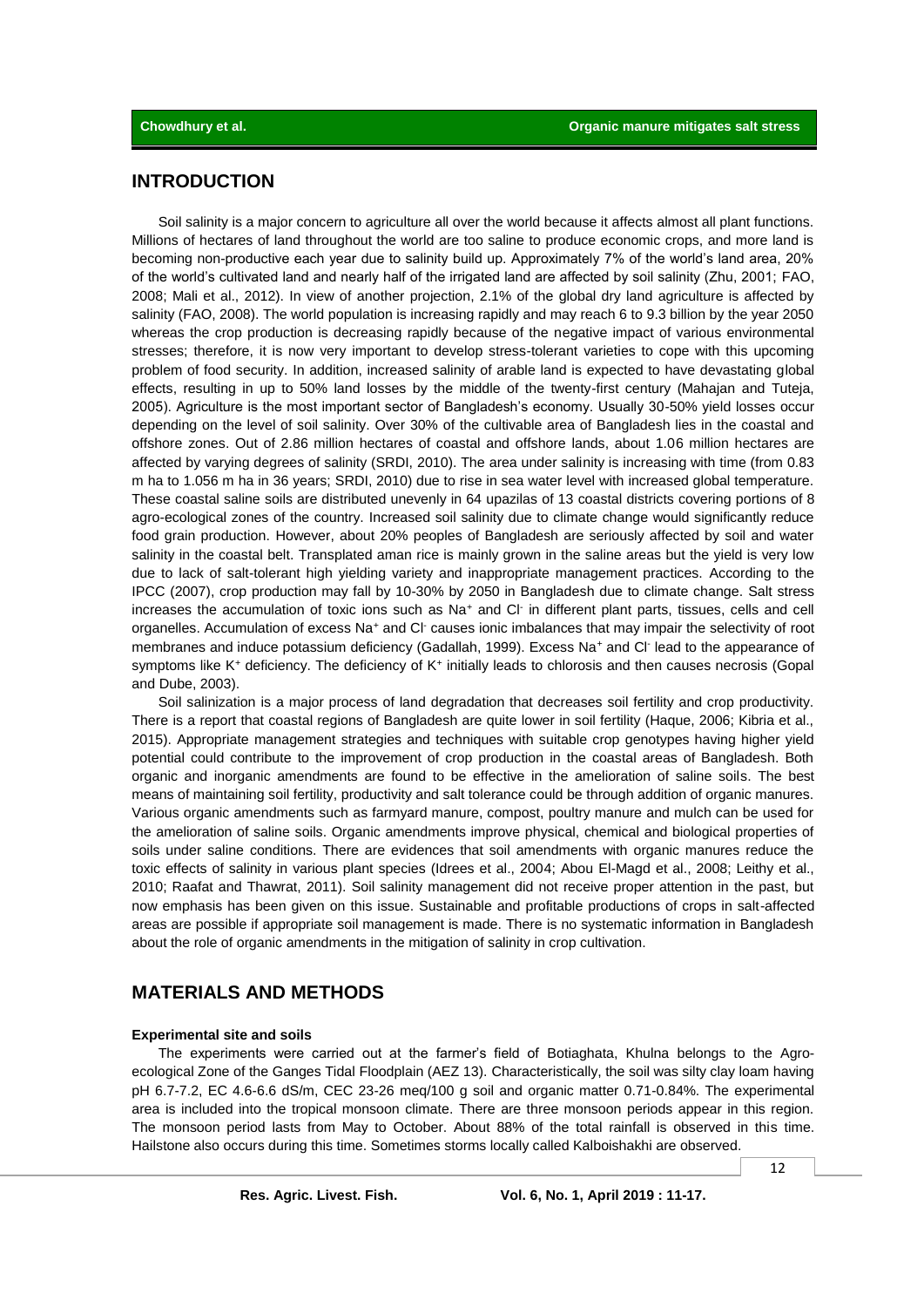## INTRODUCTION

Soil salinity is a major concern to agriculture all over the world because it affects almost all plant functions. Millions of hectares of land throughout the world are too saline to produce economic crops, and more land is becoming non-productive each year due to salinity build up. Approximately 7% of the world's land area, 20% of the world's cultivated land and nearly half of the irrigated land are affected by soil salinity (Zhu, 2001; FAO, 2008; Mali et al., 2012). In view of another projection, 2.1% of the global dry land agriculture is affected by salinity (FAO, 2008). The world population is increasing rapidly and may reach 6 to 9.3 billion by the year 2050 whereas the crop production is decreasing rapidly because of the negative impact of various environmental stresses; therefore, it is now very important to develop stress-tolerant varieties to cope with this upcoming problem of food security. In addition, increased salinity of arable land is expected to have devastating global effects, resulting in up to 50% land losses by the middle of the twenty-first century (Mahajan and Tuteja, 2005). Agriculture is the most important sector of Bangladesh's economy. Usually 30-50% yield losses occur depending on the level of soil salinity. Over 30% of the cultivable area of Bangladesh lies in the coastal and offshore zones. Out of 2.86 million hectares of coastal and offshore lands, about 1.06 million hectares are affected by varying degrees of salinity (SRDI, 2010). The area under salinity is increasing with time (from 0.83 m ha to 1.056 m ha in 36 years; SRDI, 2010) due to rise in sea water level with increased global temperature. These coastal saline soils are distributed unevenly in 64 upazilas of 13 coastal districts covering portions of 8 agro-ecological zones of the country. Increased soil salinity due to climate change would significantly reduce food grain production. However, about 20% peoples of Bangladesh are seriously affected by soil and water salinity in the coastal belt. Transplated aman rice is mainly grown in the saline areas but the yield is very low due to lack of salt-tolerant high yielding variety and inappropriate management practices. According to the IPCC (2007), crop production may fall by 10-30% by 2050 in Bangladesh due to climate change. Salt stress increases the accumulation of toxic ions such as $Na^+$ and $Cl^-$ in different plant parts, tissues, cells and cell organelles. Accumulation of excess $Na^+$ and $Cl^-$ causes ionic imbalances that may impair the selectivity of root membranes and induce potassium deficiency (Gadallah, 1999). Excess $Na^+$ and $Cl^-$ lead to the appearance of symptoms like $K^+$ deficiency. The deficiency of $K^+$ initially leads to chlorosis and then causes necrosis (Gopal and Dube, 2003).

Soil salinization is a major process of land degradation that decreases soil fertility and crop productivity. There is a report that coastal regions of Bangladesh are quite lower in soil fertility (Haque, 2006; Kibria et al., 2015). Appropriate management strategies and techniques with suitable crop genotypes having higher yield potential could contribute to the improvement of crop production in the coastal areas of Bangladesh. Both organic and inorganic amendments are found to be effective in the amelioration of saline soils. The best means of maintaining soil fertility, productivity and salt tolerance could be through addition of organic manures. Various organic amendments such as farmyard manure, compost, poultry manure and mulch can be used for the amelioration of saline soils. Organic amendments improve physical, chemical and biological properties of soils under saline conditions. There are evidences that soil amendments with organic manures reduce the toxic effects of salinity in various plant species (Idrees et al., 2004; Abou El-Magd et al., 2008; Leithy et al., 2010; Raafat and Thawrat, 2011). Soil salinity management did not receive proper attention in the past, but now emphasis has been given on this issue. Sustainable and profitable productions of crops in salt-affected areas are possible if appropriate soil management is made. There is no systematic information in Bangladesh about the role of organic amendments in the mitigation of salinity in crop cultivation.

## MATERIALS AND METHODS

### Experimental site and soils

The experiments were carried out at the farmer's field of Botiaghata, Khulna belongs to the Agro-ecological Zone of the Ganges Tidal Floodplain (AEZ 13). Characteristically, the soil was silty clay loam having pH 6.7-7.2, EC 4.6-6.6 dS/m, CEC 23-26 meq/100 g soil and organic matter 0.71-0.84%. The experimental area is included into the tropical monsoon climate. There are three monsoon periods appear in this region. The monsoon period lasts from May to October. About 88% of the total rainfall is observed in this time. Hailstone also occurs during this time. Sometimes storms locally called Kalboishakhi are observed.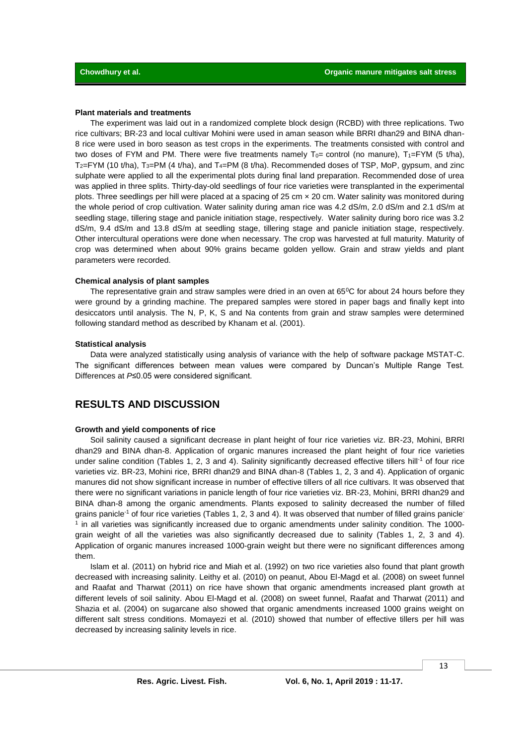### Plant materials and treatments

The experiment was laid out in a randomized complete block design (RCBD) with three replications. Two rice cultivars; BR-23 and local cultivar Mohini were used in aman season while BRRI dhan29 and BINA dhan-8 rice were used in boro season as test crops in the experiments. The treatments consisted with control and two doses of FYM and PM. There were five treatments namely $T_0$= control (no manure), $T_1$=FYM (5 t/ha), $T_2$=FYM (10 t/ha), $T_3$=PM (4 t/ha), and $T_4$=PM (8 t/ha). Recommended doses of TSP, MoP, gypsum, and zinc sulphate were applied to all the experimental plots during final land preparation. Recommended dose of urea was applied in three splits. Thirty-day-old seedlings of four rice varieties were transplanted in the experimental plots. Three seedlings per hill were placed at a spacing of 25 cm × 20 cm. Water salinity was monitored during the whole period of crop cultivation. Water salinity during aman rice was 4.2 dS/m, 2.0 dS/m and 2.1 dS/m at seedling stage, tillering stage and panicle initiation stage, respectively. Water salinity during boro rice was 3.2 dS/m, 9.4 dS/m and 13.8 dS/m at seedling stage, tillering stage and panicle initiation stage, respectively. Other intercultural operations were done when necessary. The crop was harvested at full maturity. Maturity of crop was determined when about 90% grains became golden yellow. Grain and straw yields and plant parameters were recorded.

### Chemical analysis of plant samples

The representative grain and straw samples were dried in an oven at $65^0$C for about 24 hours before they were ground by a grinding machine. The prepared samples were stored in paper bags and finally kept into desiccators until analysis. The N, P, K, S and Na contents from grain and straw samples were determined following standard method as described by Khanam et al. (2001).

### Statistical analysis

Data were analyzed statistically using analysis of variance with the help of software package MSTAT-C. The significant differences between mean values were compared by Duncan's Multiple Range Test. Differences at $P≤0.05$ were considered significant.

## RESULTS AND DISCUSSION

### Growth and yield components of rice

Soil salinity caused a significant decrease in plant height of four rice varieties viz. BR-23, Mohini, BRRI dhan29 and BINA dhan-8. Application of organic manures increased the plant height of four rice varieties under saline condition (Tables 1, 2, 3 and 4). Salinity significantly decreased effective tillers hill$^{-1}$ of four rice varieties viz. BR-23, Mohini rice, BRRI dhan29 and BINA dhan-8 (Tables 1, 2, 3 and 4). Application of organic manures did not show significant increase in number of effective tillers of all rice cultivars. It was observed that there were no significant variations in panicle length of four rice varieties viz. BR-23, Mohini, BRRI dhan29 and BINA dhan-8 among the organic amendments. Plants exposed to salinity decreased the number of filled grains panicle$^{-1}$ of four rice varieties (Tables 1, 2, 3 and 4). It was observed that number of filled grains panicle$^{-1}$ in all varieties was significantly increased due to organic amendments under salinity condition. The 1000-grain weight of all the varieties was also significantly decreased due to salinity (Tables 1, 2, 3 and 4). Application of organic manures increased 1000-grain weight but there were no significant differences among them.

Islam et al. (2011) on hybrid rice and Miah et al. (1992) on two rice varieties also found that plant growth decreased with increasing salinity. Leithy et al. (2010) on peanut, Abou El-Magd et al. (2008) on sweet funnel and Raafat and Tharwat (2011) on rice have shown that organic amendments increased plant growth at different levels of soil salinity. Abou El-Magd et al. (2008) on sweet funnel, Raafat and Tharwat (2011) and Shazia et al. (2004) on sugarcane also showed that organic amendments increased 1000 grains weight on different salt stress conditions. Momayezi et al. (2010) showed that number of effective tillers per hill was decreased by increasing salinity levels in rice.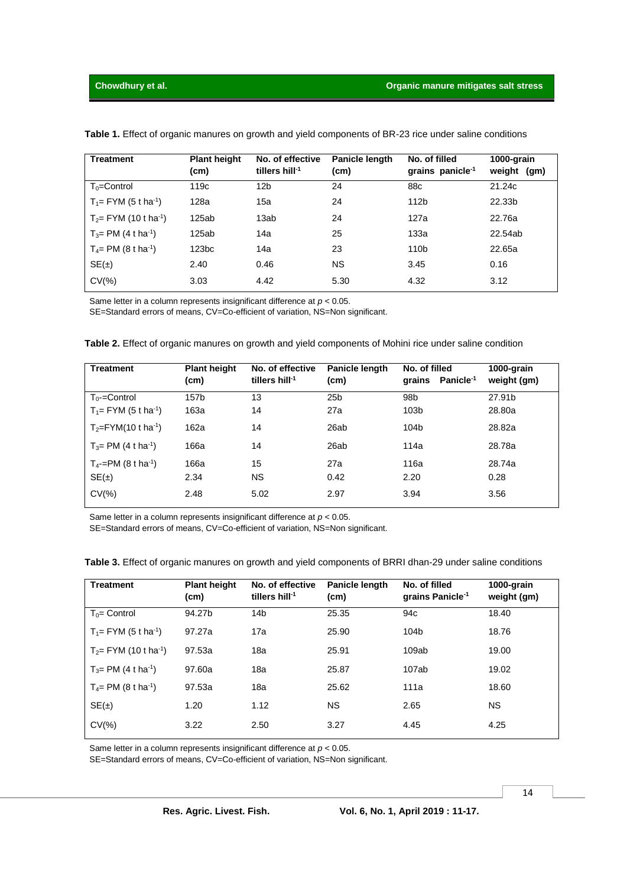**Table 1.** Effect of organic manures on growth and yield components of BR-23 rice under saline conditions

| Treatment | Plant height (cm) | No. of effective tillers hill$^{-1}$ | Panicle length (cm) | No. of filled grains panicle$^{-1}$ | 1000-grain weight (gm) |
|---|---|---|---|---|---|
| $T_0$=Control | 119c | 12b | 24 | 88c | 21.24c |
| $T_1$= FYM (5 t ha$^{-1}$) | 128a | 15a | 24 | 112b | 22.33b |
| $T_2$= FYM (10 t ha$^{-1}$) | 125ab | 13ab | 24 | 127a | 22.76a |
| $T_3$= PM (4 t ha$^{-1}$) | 125ab | 14a | 25 | 133a | 22.54ab |
| $T_4$= PM (8 t ha$^{-1}$) | 123bc | 14a | 23 | 110b | 22.65a |
| SE(±) | 2.40 | 0.46 | NS | 3.45 | 0.16 |
| CV(%) | 3.03 | 4.42 | 5.30 | 4.32 | 3.12 |

Same letter in a column represents insignificant difference at $p < 0.05$.
SE=Standard errors of means, CV=Co-efficient of variation, NS=Non significant.

**Table 2.** Effect of organic manures on growth and yield components of Mohini rice under saline condition

| Treatment | Plant height (cm) | No. of effective tillers hill$^{-1}$ | Panicle length (cm) | No. of filled grains Panicle$^{-1}$ | 1000-grain weight (gm) |
|---|---|---|---|---|---|
| $T_0$-=Control | 157b | 13 | 25b | 98b | 27.91b |
| $T_1$= FYM (5 t ha$^{-1}$) | 163a | 14 | 27a | 103b | 28.80a |
| $T_2$=FYM(10 t ha$^{-1}$) | 162a | 14 | 26ab | 104b | 28.82a |
| $T_3$= PM (4 t ha$^{-1}$) | 166a | 14 | 26ab | 114a | 28.78a |
| $T_4$-=PM (8 t ha$^{-1}$) | 166a | 15 | 27a | 116a | 28.74a |
| SE(±) | 2.34 | NS | 0.42 | 2.20 | 0.28 |
| CV(%) | 2.48 | 5.02 | 2.97 | 3.94 | 3.56 |

Same letter in a column represents insignificant difference at $p < 0.05$.
SE=Standard errors of means, CV=Co-efficient of variation, NS=Non significant.

**Table 3.** Effect of organic manures on growth and yield components of BRRI dhan-29 under saline conditions

| Treatment | Plant height (cm) | No. of effective tillers hill$^{-1}$ | Panicle length (cm) | No. of filled grains Panicle$^{-1}$ | 1000-grain weight (gm) |
|---|---|---|---|---|---|
| $T_0$= Control | 94.27b | 14b | 25.35 | 94c | 18.40 |
| $T_1$= FYM (5 t ha$^{-1}$) | 97.27a | 17a | 25.90 | 104b | 18.76 |
| $T_2$= FYM (10 t ha$^{-1}$) | 97.53a | 18a | 25.91 | 109ab | 19.00 |
| $T_3$= PM (4 t ha$^{-1}$) | 97.60a | 18a | 25.87 | 107ab | 19.02 |
| $T_4$= PM (8 t ha$^{-1}$) | 97.53a | 18a | 25.62 | 111a | 18.60 |
| SE(±) | 1.20 | 1.12 | NS | 2.65 | NS |
| CV(%) | 3.22 | 2.50 | 3.27 | 4.45 | 4.25 |

Same letter in a column represents insignificant difference at $p < 0.05$.
SE=Standard errors of means, CV=Co-efficient of variation, NS=Non significant.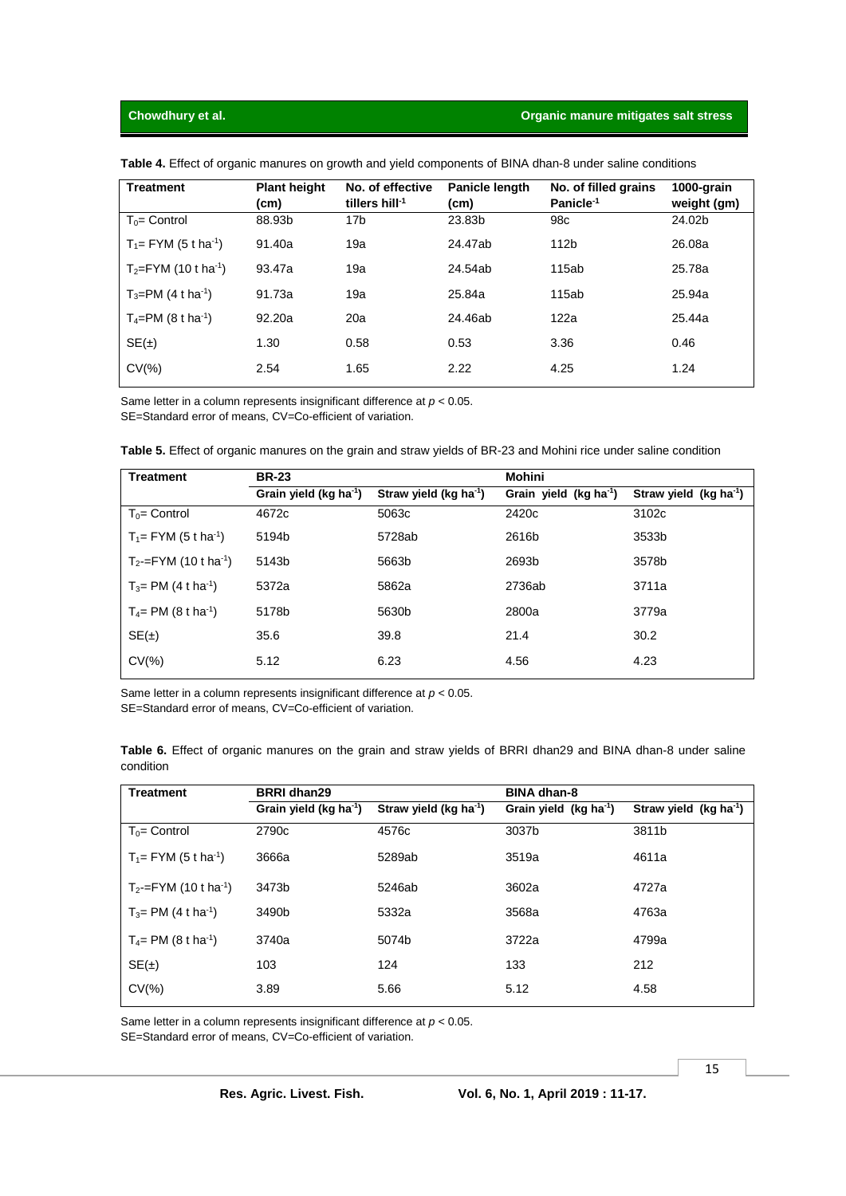**Table 4.** Effect of organic manures on growth and yield components of BINA dhan-8 under saline conditions

| Treatment | Plant height (cm) | No. of effective tillers hill$^{-1}$ | Panicle length (cm) | No. of filled grains Panicle$^{-1}$ | 1000-grain weight (gm) |
|---|---|---|---|---|---|
| $T_0$= Control | 88.93b | 17b | 23.83b | 98c | 24.02b |
| $T_1$= FYM (5 t ha$^{-1}$) | 91.40a | 19a | 24.47ab | 112b | 26.08a |
| $T_2$=FYM (10 t ha$^{-1}$) | 93.47a | 19a | 24.54ab | 115ab | 25.78a |
| $T_3$=PM (4 t ha$^{-1}$) | 91.73a | 19a | 25.84a | 115ab | 25.94a |
| $T_4$=PM (8 t ha$^{-1}$) | 92.20a | 20a | 24.46ab | 122a | 25.44a |
| SE(±) | 1.30 | 0.58 | 0.53 | 3.36 | 0.46 |
| CV(%) | 2.54 | 1.65 | 2.22 | 4.25 | 1.24 |

Same letter in a column represents insignificant difference at $p < 0.05$.
SE=Standard error of means, CV=Co-efficient of variation.

**Table 5.** Effect of organic manures on the grain and straw yields of BR-23 and Mohini rice under saline condition

| Treatment | BR-23 | | Mohini | |
|---|---|---|---|---|
| | Grain yield (kg ha$^{-1}$) | Straw yield (kg ha$^{-1}$) | Grain yield (kg ha$^{-1}$) | Straw yield (kg ha$^{-1}$) |
| $T_0$= Control | 4672c | 5063c | 2420c | 3102c |
| $T_1$= FYM (5 t ha$^{-1}$) | 5194b | 5728ab | 2616b | 3533b |
| $T_2$-=FYM (10 t ha$^{-1}$) | 5143b | 5663b | 2693b | 3578b |
| $T_3$= PM (4 t ha$^{-1}$) | 5372a | 5862a | 2736ab | 3711a |
| $T_4$= PM (8 t ha$^{-1}$) | 5178b | 5630b | 2800a | 3779a |
| SE(±) | 35.6 | 39.8 | 21.4 | 30.2 |
| CV(%) | 5.12 | 6.23 | 4.56 | 4.23 |

Same letter in a column represents insignificant difference at $p < 0.05$.
SE=Standard error of means, CV=Co-efficient of variation.

**Table 6.** Effect of organic manures on the grain and straw yields of BRRI dhan29 and BINA dhan-8 under saline condition

| Treatment | BRRI dhan29 | | BINA dhan-8 | |
|---|---|---|---|---|
| | Grain yield (kg ha$^{-1}$) | Straw yield (kg ha$^{-1}$) | Grain yield (kg ha$^{-1}$) | Straw yield (kg ha$^{-1}$) |
| $T_0$= Control | 2790c | 4576c | 3037b | 3811b |
| $T_1$= FYM (5 t ha$^{-1}$) | 3666a | 5289ab | 3519a | 4611a |
| $T_2$-=FYM (10 t ha$^{-1}$) | 3473b | 5246ab | 3602a | 4727a |
| $T_3$= PM (4 t ha$^{-1}$) | 3490b | 5332a | 3568a | 4763a |
| $T_4$= PM (8 t ha$^{-1}$) | 3740a | 5074b | 3722a | 4799a |
| SE(±) | 103 | 124 | 133 | 212 |
| CV(%) | 3.89 | 5.66 | 5.12 | 4.58 |

Same letter in a column represents insignificant difference at $p < 0.05$.
SE=Standard error of means, CV=Co-efficient of variation.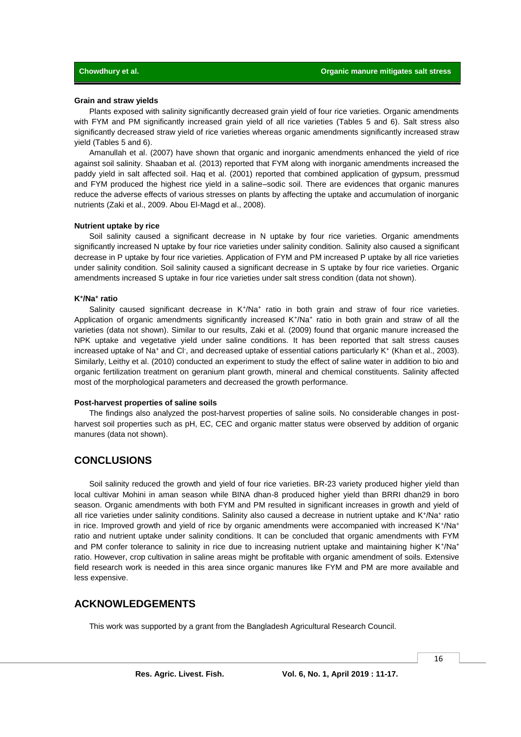### Grain and straw yields

Plants exposed with salinity significantly decreased grain yield of four rice varieties. Organic amendments with FYM and PM significantly increased grain yield of all rice varieties (Tables 5 and 6). Salt stress also significantly decreased straw yield of rice varieties whereas organic amendments significantly increased straw yield (Tables 5 and 6).

Amanullah et al. (2007) have shown that organic and inorganic amendments enhanced the yield of rice against soil salinity. Shaaban et al. (2013) reported that FYM along with inorganic amendments increased the paddy yield in salt affected soil. Haq et al. (2001) reported that combined application of gypsum, pressmud and FYM produced the highest rice yield in a saline–sodic soil. There are evidences that organic manures reduce the adverse effects of various stresses on plants by affecting the uptake and accumulation of inorganic nutrients (Zaki et al., 2009. Abou El-Magd et al., 2008).

### Nutrient uptake by rice

Soil salinity caused a significant decrease in N uptake by four rice varieties. Organic amendments significantly increased N uptake by four rice varieties under salinity condition. Salinity also caused a significant decrease in P uptake by four rice varieties. Application of FYM and PM increased P uptake by all rice varieties under salinity condition. Soil salinity caused a significant decrease in S uptake by four rice varieties. Organic amendments increased S uptake in four rice varieties under salt stress condition (data not shown).

### $K^+/Na^+$ ratio

Salinity caused significant decrease in $K^+/Na^+$ ratio in both grain and straw of four rice varieties. Application of organic amendments significantly increased $K^+/Na^+$ ratio in both grain and straw of all the varieties (data not shown). Similar to our results, Zaki et al. (2009) found that organic manure increased the NPK uptake and vegetative yield under saline conditions. It has been reported that salt stress causes increased uptake of $Na^+$ and $Cl^-$, and decreased uptake of essential cations particularly $K^+$ (Khan et al., 2003). Similarly, Leithy et al. (2010) conducted an experiment to study the effect of saline water in addition to bio and organic fertilization treatment on geranium plant growth, mineral and chemical constituents. Salinity affected most of the morphological parameters and decreased the growth performance.

### Post-harvest properties of saline soils

The findings also analyzed the post-harvest properties of saline soils. No considerable changes in post-harvest soil properties such as pH, EC, CEC and organic matter status were observed by addition of organic manures (data not shown).

## CONCLUSIONS

Soil salinity reduced the growth and yield of four rice varieties. BR-23 variety produced higher yield than local cultivar Mohini in aman season while BINA dhan-8 produced higher yield than BRRI dhan29 in boro season. Organic amendments with both FYM and PM resulted in significant increases in growth and yield of all rice varieties under salinity conditions. Salinity also caused a decrease in nutrient uptake and $K^+/Na^+$ ratio in rice. Improved growth and yield of rice by organic amendments were accompanied with increased $K^+/Na^+$ ratio and nutrient uptake under salinity conditions. It can be concluded that organic amendments with FYM and PM confer tolerance to salinity in rice due to increasing nutrient uptake and maintaining higher $K^+/Na^+$ ratio. However, crop cultivation in saline areas might be profitable with organic amendment of soils. Extensive field research work is needed in this area since organic manures like FYM and PM are more available and less expensive.

## ACKNOWLEDGEMENTS

This work was supported by a grant from the Bangladesh Agricultural Research Council.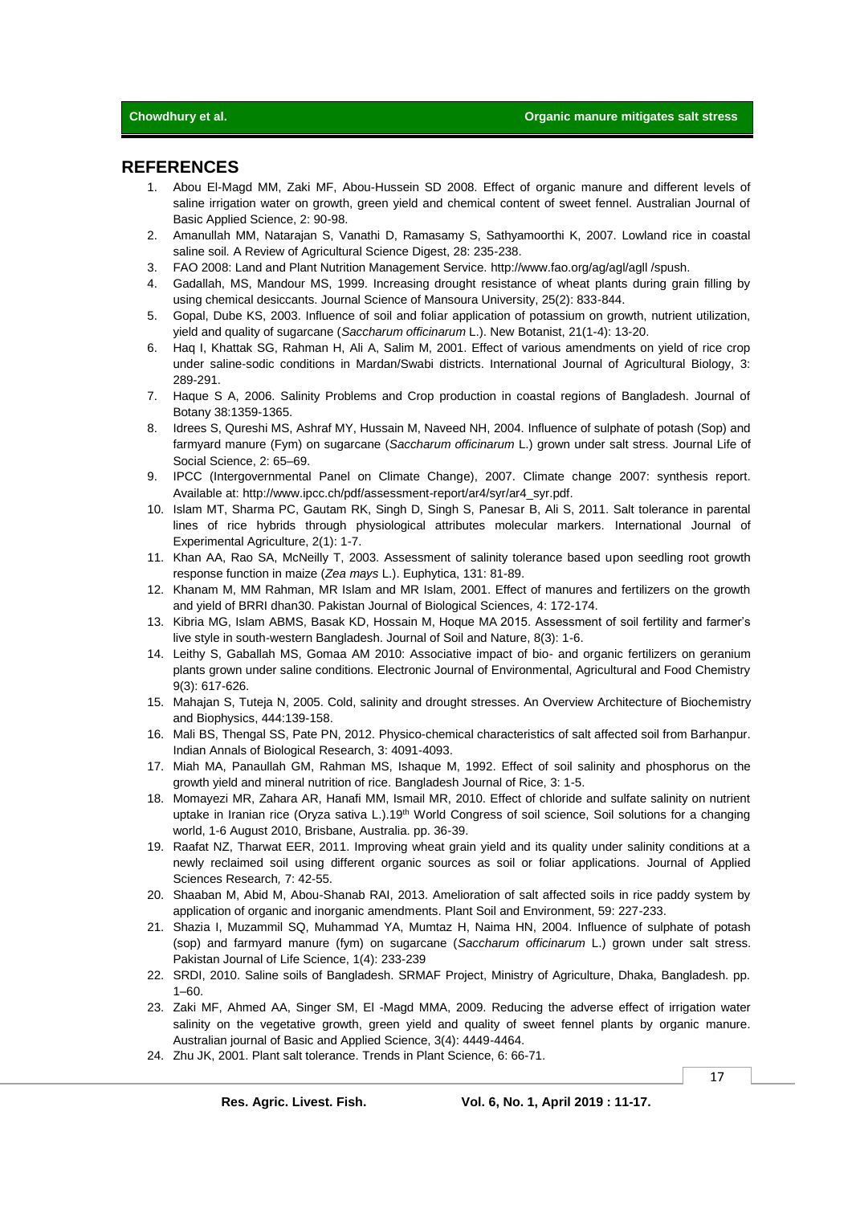## REFERENCES

1. Abou El-Magd MM, Zaki MF, Abou-Hussein SD 2008. Effect of organic manure and different levels of saline irrigation water on growth, green yield and chemical content of sweet fennel. Australian Journal of Basic Applied Science, 2: 90-98.
2. Amanullah MM, Natarajan S, Vanathi D, Ramasamy S, Sathyamoorthi K, 2007. Lowland rice in coastal saline soil. A Review of Agricultural Science Digest, 28: 235-238.
3. FAO 2008: Land and Plant Nutrition Management Service. http://www.fao.org/ag/agl/agll /spush.
4. Gadallah, MS, Mandour MS, 1999. Increasing drought resistance of wheat plants during grain filling by using chemical desiccants. Journal Science of Mansoura University, 25(2): 833-844.
5. Gopal, Dube KS, 2003. Influence of soil and foliar application of potassium on growth, nutrient utilization, yield and quality of sugarcane (*Saccharum officinarum* L.). New Botanist, 21(1-4): 13-20.
6. Haq I, Khattak SG, Rahman H, Ali A, Salim M, 2001. Effect of various amendments on yield of rice crop under saline-sodic conditions in Mardan/Swabi districts. International Journal of Agricultural Biology, 3: 289-291.
7. Haque S A, 2006. Salinity Problems and Crop production in coastal regions of Bangladesh. Journal of Botany 38:1359-1365.
8. Idrees S, Qureshi MS, Ashraf MY, Hussain M, Naveed NH, 2004. Influence of sulphate of potash (Sop) and farmyard manure (Fym) on sugarcane (*Saccharum officinarum* L.) grown under salt stress. Journal Life of Social Science, 2: 65–69.
9. IPCC (Intergovernmental Panel on Climate Change), 2007. Climate change 2007: synthesis report. Available at: http://www.ipcc.ch/pdf/assessment-report/ar4/syr/ar4_syr.pdf.
10. Islam MT, Sharma PC, Gautam RK, Singh D, Singh S, Panesar B, Ali S, 2011. Salt tolerance in parental lines of rice hybrids through physiological attributes molecular markers. International Journal of Experimental Agriculture, 2(1): 1-7.
11. Khan AA, Rao SA, McNeilly T, 2003. Assessment of salinity tolerance based upon seedling root growth response function in maize (*Zea mays* L.). Euphytica, 131: 81-89.
12. Khanam M, MM Rahman, MR Islam and MR Islam, 2001. Effect of manures and fertilizers on the growth and yield of BRRI dhan30. Pakistan Journal of Biological Sciences, 4: 172-174.
13. Kibria MG, Islam ABMS, Basak KD, Hossain M, Hoque MA 2015. Assessment of soil fertility and farmer's live style in south-western Bangladesh. Journal of Soil and Nature, 8(3): 1-6.
14. Leithy S, Gaballah MS, Gomaa AM 2010: Associative impact of bio- and organic fertilizers on geranium plants grown under saline conditions. Electronic Journal of Environmental, Agricultural and Food Chemistry 9(3): 617-626.
15. Mahajan S, Tuteja N, 2005. Cold, salinity and drought stresses. An Overview Architecture of Biochemistry and Biophysics, 444:139-158.
16. Mali BS, Thengal SS, Pate PN, 2012. Physico-chemical characteristics of salt affected soil from Barhanpur. Indian Annals of Biological Research, 3: 4091-4093.
17. Miah MA, Panaullah GM, Rahman MS, Ishaque M, 1992. Effect of soil salinity and phosphorus on the growth yield and mineral nutrition of rice. Bangladesh Journal of Rice, 3: 1-5.
18. Momayezi MR, Zahara AR, Hanafi MM, Ismail MR, 2010. Effect of chloride and sulfate salinity on nutrient uptake in Iranian rice (Oryza sativa L.).19th World Congress of soil science, Soil solutions for a changing world, 1-6 August 2010, Brisbane, Australia. pp. 36-39.
19. Raafat NZ, Tharwat EER, 2011. Improving wheat grain yield and its quality under salinity conditions at a newly reclaimed soil using different organic sources as soil or foliar applications. Journal of Applied Sciences Research, 7: 42-55.
20. Shaaban M, Abid M, Abou-Shanab RAI, 2013. Amelioration of salt affected soils in rice paddy system by application of organic and inorganic amendments. Plant Soil and Environment, 59: 227-233.
21. Shazia I, Muzammil SQ, Muhammad YA, Mumtaz H, Naima HN, 2004. Influence of sulphate of potash (sop) and farmyard manure (fym) on sugarcane (*Saccharum officinarum* L.) grown under salt stress. Pakistan Journal of Life Science, 1(4): 233-239
22. SRDI, 2010. Saline soils of Bangladesh. SRMAF Project, Ministry of Agriculture, Dhaka, Bangladesh. pp. 1–60.
23. Zaki MF, Ahmed AA, Singer SM, El -Magd MMA, 2009. Reducing the adverse effect of irrigation water salinity on the vegetative growth, green yield and quality of sweet fennel plants by organic manure. Australian journal of Basic and Applied Science, 3(4): 4449-4464.
24. Zhu JK, 2001. Plant salt tolerance. Trends in Plant Science, 6: 66-71.